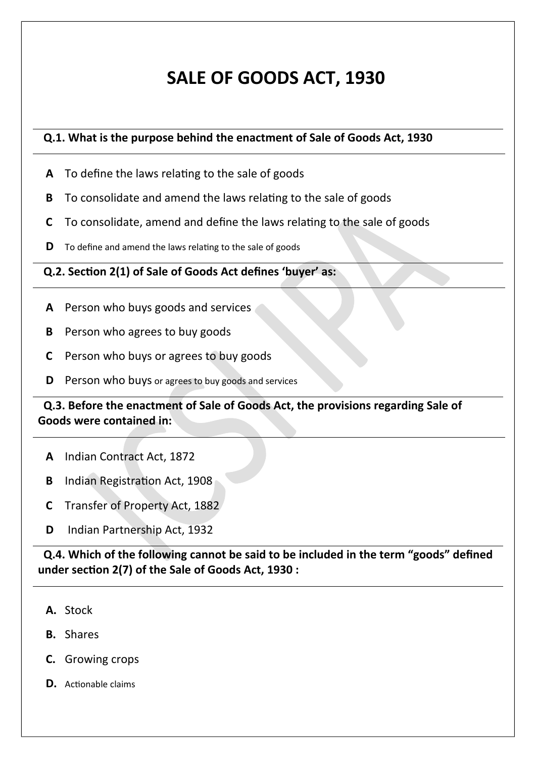# SALE OF GOODS ACT, 1930

**Q.1. What is the purpose behind the enactment of Sale of Goods Act, 1930**

**A** To define the laws relating to the sale of goods

**B** To consolidate and amend the laws relating to the sale of goods

**C** To consolidate, amend and define the laws relating to the sale of goods

**D** To define and amend the laws relating to the sale of goods

**Q.2. Section 2(1) of Sale of Goods Act defines 'buyer' as:**

**A** Person who buys goods and services

**B** Person who agrees to buy goods

**C** Person who buys or agrees to buy goods

**D** Person who buys or agrees to buy goods and services

**Q.3. Before the enactment of Sale of Goods Act, the provisions regarding Sale of Goods were contained in:**

**A** Indian Contract Act, 1872

**B** Indian Registration Act, 1908

**C** Transfer of Property Act, 1882

**D** Indian Partnership Act, 1932

**Q.4. Which of the following cannot be said to be included in the term "goods" defined under section 2(7) of the Sale of Goods Act, 1930 :**

**A.** Stock

**B.** Shares

**C.** Growing crops

**D.** Actionable claims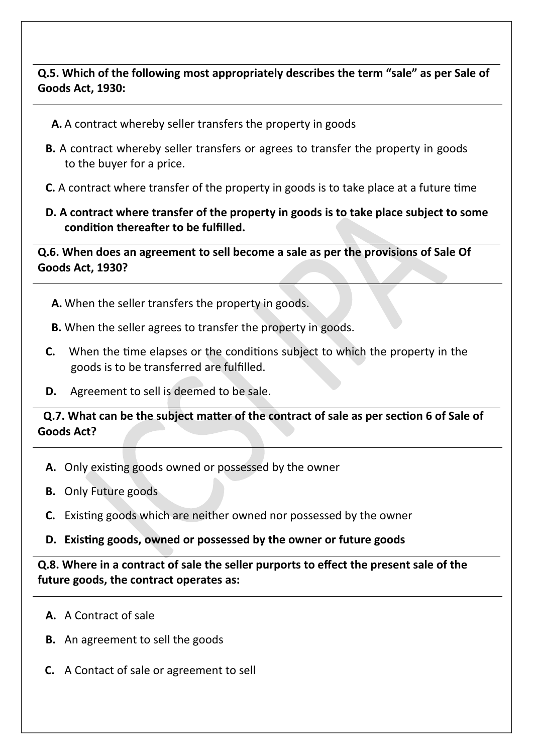**Q.5. Which of the following most appropriately describes the term "sale" as per Sale of Goods Act, 1930:**

**A.** A contract whereby seller transfers the property in goods

**B.** A contract whereby seller transfers or agrees to transfer the property in goods to the buyer for a price.

**C.** A contract where transfer of the property in goods is to take place at a future time

**D. A contract where transfer of the property in goods is to take place subject to some condition thereafter to be fulfilled.**

**Q.6. When does an agreement to sell become a sale as per the provisions of Sale Of Goods Act, 1930?**

**A.** When the seller transfers the property in goods.

**B.** When the seller agrees to transfer the property in goods.

**C.** When the time elapses or the conditions subject to which the property in the goods is to be transferred are fulfilled.

**D.** Agreement to sell is deemed to be sale.

**Q.7. What can be the subject matter of the contract of sale as per section 6 of Sale of Goods Act?**

**A.** Only existing goods owned or possessed by the owner

**B.** Only Future goods

**C.** Existing goods which are neither owned nor possessed by the owner

**D. Existing goods, owned or possessed by the owner or future goods**

**Q.8. Where in a contract of sale the seller purports to effect the present sale of the future goods, the contract operates as:**

**A.** A Contract of sale

**B.** An agreement to sell the goods

**C.** A Contact of sale or agreement to sell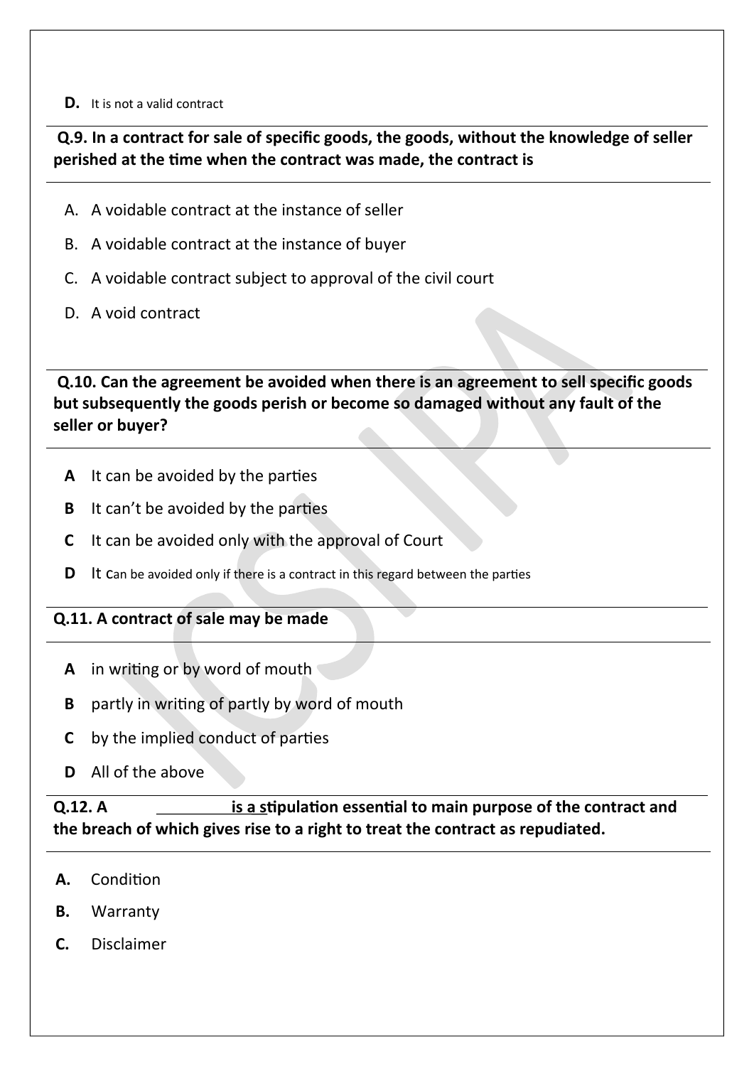**D.** It is not a valid contract

**Q.9. In a contract for sale of specific goods, the goods, without the knowledge of seller perished at the time when the contract was made, the contract is**

A. A voidable contract at the instance of seller

B. A voidable contract at the instance of buyer

C. A voidable contract subject to approval of the civil court

D. A void contract

**Q.10. Can the agreement be avoided when there is an agreement to sell specific goods but subsequently the goods perish or become so damaged without any fault of the seller or buyer?**

**A** It can be avoided by the parties

**B** It can't be avoided by the parties

**C** It can be avoided only with the approval of Court

**D** It can be avoided only if there is a contract in this regard between the parties

**Q.11. A contract of sale may be made**

**A** in writing or by word of mouth

**B** partly in writing of partly by word of mouth

**C** by the implied conduct of parties

**D** All of the above

**Q.12. A \_\_\_\_\_\_\_\_\_\_ is a stipulation essential to main purpose of the contract and the breach of which gives rise to a right to treat the contract as repudiated.**

**A.** Condition

**B.** Warranty

**C.** Disclaimer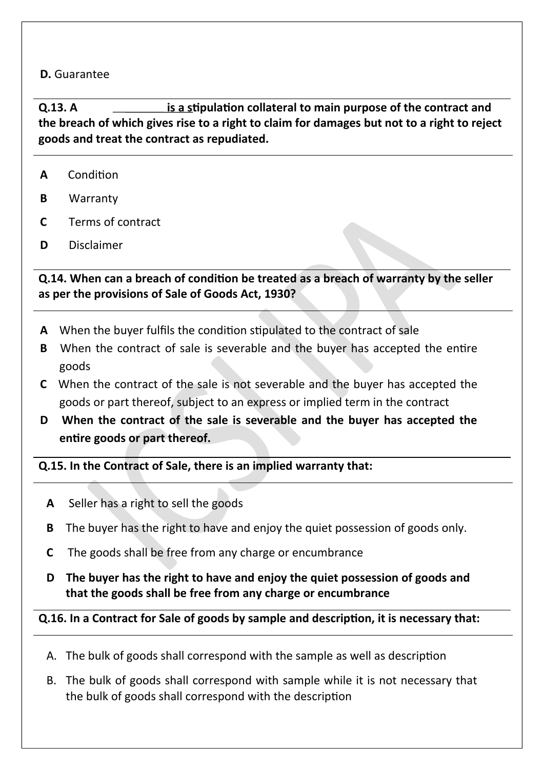**D.** Guarantee

**Q.13. A ________ is a stipulation collateral to main purpose of the contract and the breach of which gives rise to a right to claim for damages but not to a right to reject goods and treat the contract as repudiated.**

**A** Condition

**B** Warranty

**C** Terms of contract

**D** Disclaimer

**Q.14. When can a breach of condition be treated as a breach of warranty by the seller as per the provisions of Sale of Goods Act, 1930?**

**A** When the buyer fulfils the condition stipulated to the contract of sale

**B** When the contract of sale is severable and the buyer has accepted the entire goods

**C** When the contract of the sale is not severable and the buyer has accepted the goods or part thereof, subject to an express or implied term in the contract

**D** **When the contract of the sale is severable and the buyer has accepted the entire goods or part thereof.**

**Q.15. In the Contract of Sale, there is an implied warranty that:**

**A** Seller has a right to sell the goods

**B** The buyer has the right to have and enjoy the quiet possession of goods only.

**C** The goods shall be free from any charge or encumbrance

**D** **The buyer has the right to have and enjoy the quiet possession of goods and that the goods shall be free from any charge or encumbrance**

**Q.16. In a Contract for Sale of goods by sample and description, it is necessary that:**

A. The bulk of goods shall correspond with the sample as well as description

B. The bulk of goods shall correspond with sample while it is not necessary that the bulk of goods shall correspond with the description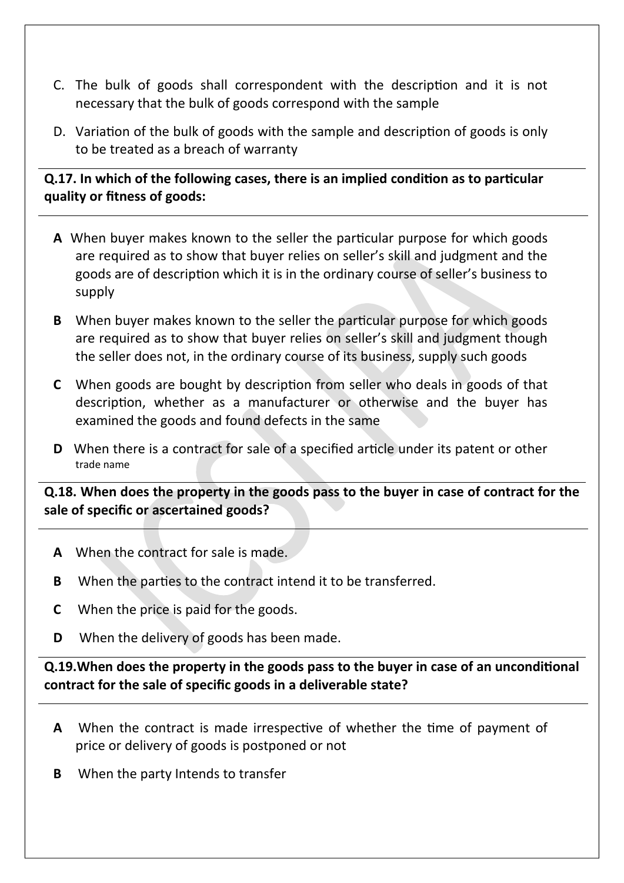C. The bulk of goods shall correspondent with the description and it is not necessary that the bulk of goods correspond with the sample

D. Variation of the bulk of goods with the sample and description of goods is only to be treated as a breach of warranty

**Q.17. In which of the following cases, there is an implied condition as to particular quality or fitness of goods:**

**A** When buyer makes known to the seller the particular purpose for which goods are required as to show that buyer relies on seller's skill and judgment and the goods are of description which it is in the ordinary course of seller's business to supply

**B** When buyer makes known to the seller the particular purpose for which goods are required as to show that buyer relies on seller's skill and judgment though the seller does not, in the ordinary course of its business, supply such goods

**C** When goods are bought by description from seller who deals in goods of that description, whether as a manufacturer or otherwise and the buyer has examined the goods and found defects in the same

**D** When there is a contract for sale of a specified article under its patent or other trade name

**Q.18. When does the property in the goods pass to the buyer in case of contract for the sale of specific or ascertained goods?**

**A** When the contract for sale is made.

**B** When the parties to the contract intend it to be transferred.

**C** When the price is paid for the goods.

**D** When the delivery of goods has been made.

**Q.19.When does the property in the goods pass to the buyer in case of an unconditional contract for the sale of specific goods in a deliverable state?**

**A** When the contract is made irrespective of whether the time of payment of price or delivery of goods is postponed or not

**B** When the party Intends to transfer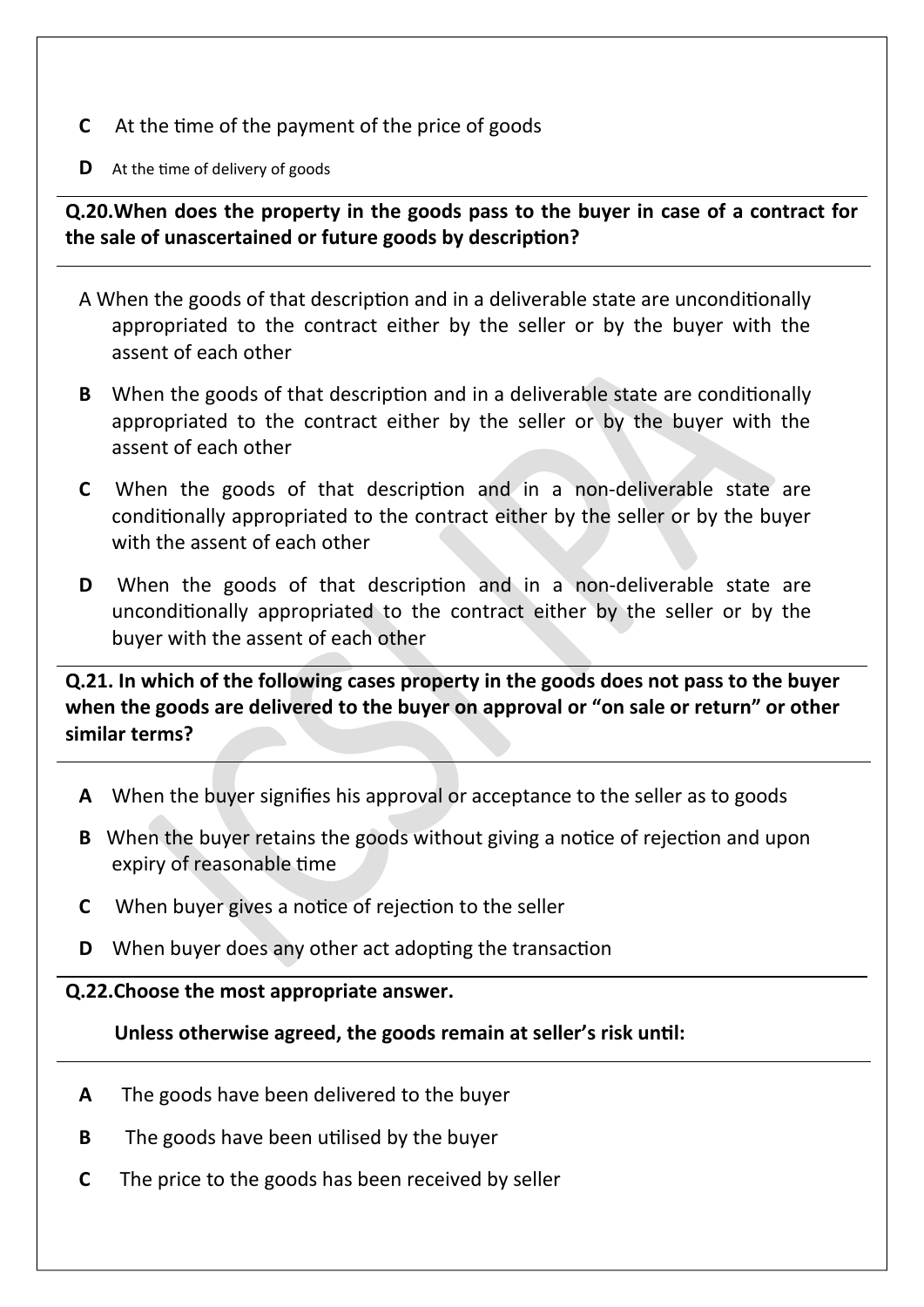**C** At the time of the payment of the price of goods

**D** At the time of delivery of goods

**Q.20.When does the property in the goods pass to the buyer in case of a contract for the sale of unascertained or future goods by description?**

A When the goods of that description and in a deliverable state are unconditionally appropriated to the contract either by the seller or by the buyer with the assent of each other

**B** When the goods of that description and in a deliverable state are conditionally appropriated to the contract either by the seller or by the buyer with the assent of each other

**C** When the goods of that description and in a non-deliverable state are conditionally appropriated to the contract either by the seller or by the buyer with the assent of each other

**D** When the goods of that description and in a non-deliverable state are unconditionally appropriated to the contract either by the seller or by the buyer with the assent of each other

**Q.21. In which of the following cases property in the goods does not pass to the buyer when the goods are delivered to the buyer on approval or "on sale or return" or other similar terms?**

**A** When the buyer signifies his approval or acceptance to the seller as to goods

**B** When the buyer retains the goods without giving a notice of rejection and upon expiry of reasonable time

**C** When buyer gives a notice of rejection to the seller

**D** When buyer does any other act adopting the transaction

**Q.22.Choose the most appropriate answer.**

**Unless otherwise agreed, the goods remain at seller's risk until:**

**A** The goods have been delivered to the buyer

**B** The goods have been utilised by the buyer

**C** The price to the goods has been received by seller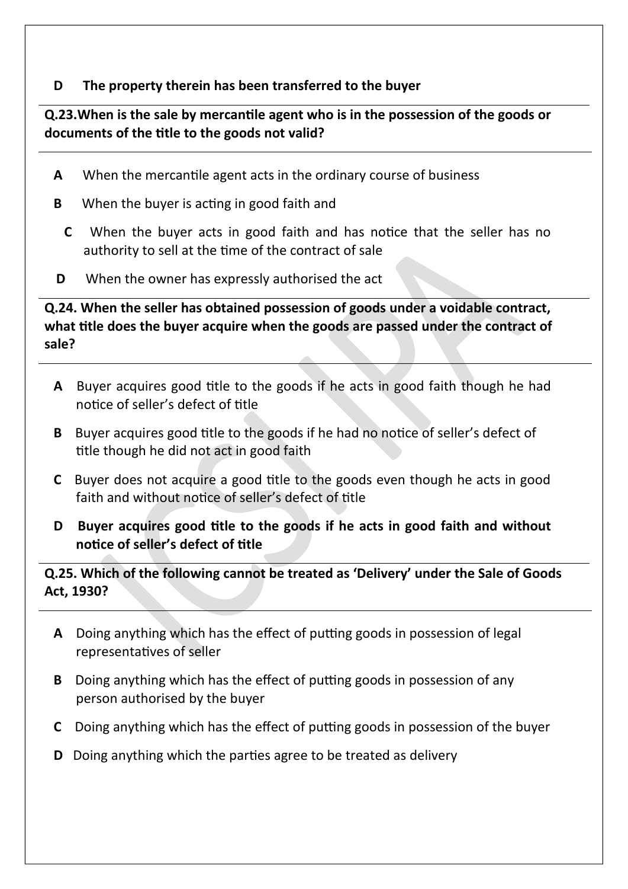**D The property therein has been transferred to the buyer**

**Q.23.When is the sale by mercantile agent who is in the possession of the goods or documents of the title to the goods not valid?**

**A** When the mercantile agent acts in the ordinary course of business

**B** When the buyer is acting in good faith and

**C** When the buyer acts in good faith and has notice that the seller has no authority to sell at the time of the contract of sale

**D** When the owner has expressly authorised the act

**Q.24. When the seller has obtained possession of goods under a voidable contract, what title does the buyer acquire when the goods are passed under the contract of sale?**

**A** Buyer acquires good title to the goods if he acts in good faith though he had notice of seller's defect of title

**B** Buyer acquires good title to the goods if he had no notice of seller's defect of title though he did not act in good faith

**C** Buyer does not acquire a good title to the goods even though he acts in good faith and without notice of seller's defect of title

**D Buyer acquires good title to the goods if he acts in good faith and without notice of seller's defect of title**

**Q.25. Which of the following cannot be treated as 'Delivery' under the Sale of Goods Act, 1930?**

**A** Doing anything which has the effect of putting goods in possession of legal representatives of seller

**B** Doing anything which has the effect of putting goods in possession of any person authorised by the buyer

**C** Doing anything which has the effect of putting goods in possession of the buyer

**D** Doing anything which the parties agree to be treated as delivery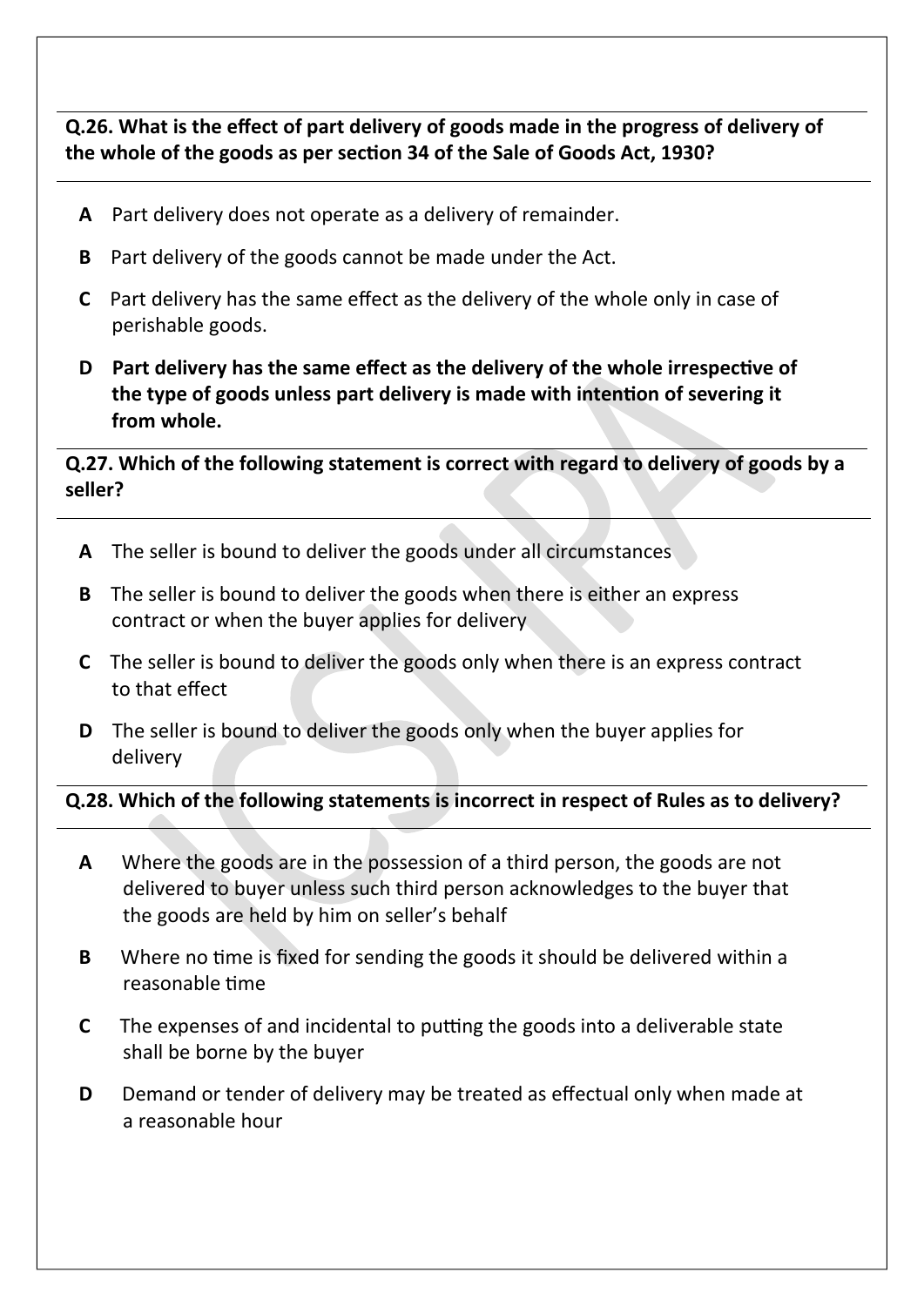**Q.26. What is the effect of part delivery of goods made in the progress of delivery of the whole of the goods as per section 34 of the Sale of Goods Act, 1930?**

**A** Part delivery does not operate as a delivery of remainder.

**B** Part delivery of the goods cannot be made under the Act.

**C** Part delivery has the same effect as the delivery of the whole only in case of perishable goods.

**D** **Part delivery has the same effect as the delivery of the whole irrespective of the type of goods unless part delivery is made with intention of severing it from whole.**

**Q.27. Which of the following statement is correct with regard to delivery of goods by a seller?**

**A** The seller is bound to deliver the goods under all circumstances

**B** The seller is bound to deliver the goods when there is either an express contract or when the buyer applies for delivery

**C** The seller is bound to deliver the goods only when there is an express contract to that effect

**D** The seller is bound to deliver the goods only when the buyer applies for delivery

**Q.28. Which of the following statements is incorrect in respect of Rules as to delivery?**

**A** Where the goods are in the possession of a third person, the goods are not delivered to buyer unless such third person acknowledges to the buyer that the goods are held by him on seller's behalf

**B** Where no time is fixed for sending the goods it should be delivered within a reasonable time

**C** The expenses of and incidental to putting the goods into a deliverable state shall be borne by the buyer

**D** Demand or tender of delivery may be treated as effectual only when made at a reasonable hour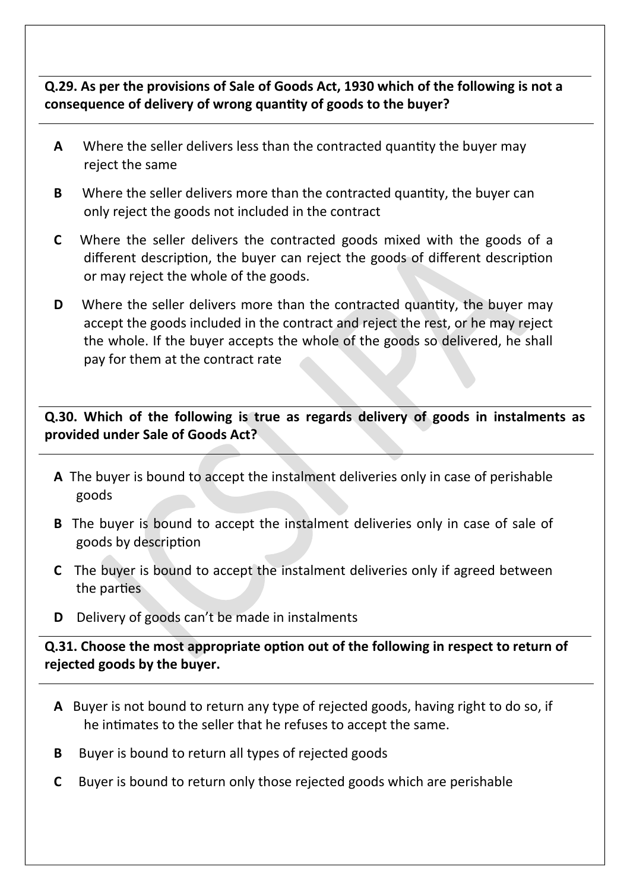**Q.29. As per the provisions of Sale of Goods Act, 1930 which of the following is not a consequence of delivery of wrong quantity of goods to the buyer?**

**A** Where the seller delivers less than the contracted quantity the buyer may reject the same

**B** Where the seller delivers more than the contracted quantity, the buyer can only reject the goods not included in the contract

**C** Where the seller delivers the contracted goods mixed with the goods of a different description, the buyer can reject the goods of different description or may reject the whole of the goods.

**D** Where the seller delivers more than the contracted quantity, the buyer may accept the goods included in the contract and reject the rest, or he may reject the whole. If the buyer accepts the whole of the goods so delivered, he shall pay for them at the contract rate

**Q.30. Which of the following is true as regards delivery of goods in instalments as provided under Sale of Goods Act?**

**A** The buyer is bound to accept the instalment deliveries only in case of perishable goods

**B** The buyer is bound to accept the instalment deliveries only in case of sale of goods by description

**C** The buyer is bound to accept the instalment deliveries only if agreed between the parties

**D** Delivery of goods can't be made in instalments

**Q.31. Choose the most appropriate option out of the following in respect to return of rejected goods by the buyer.**

**A** Buyer is not bound to return any type of rejected goods, having right to do so, if he intimates to the seller that he refuses to accept the same.

**B** Buyer is bound to return all types of rejected goods

**C** Buyer is bound to return only those rejected goods which are perishable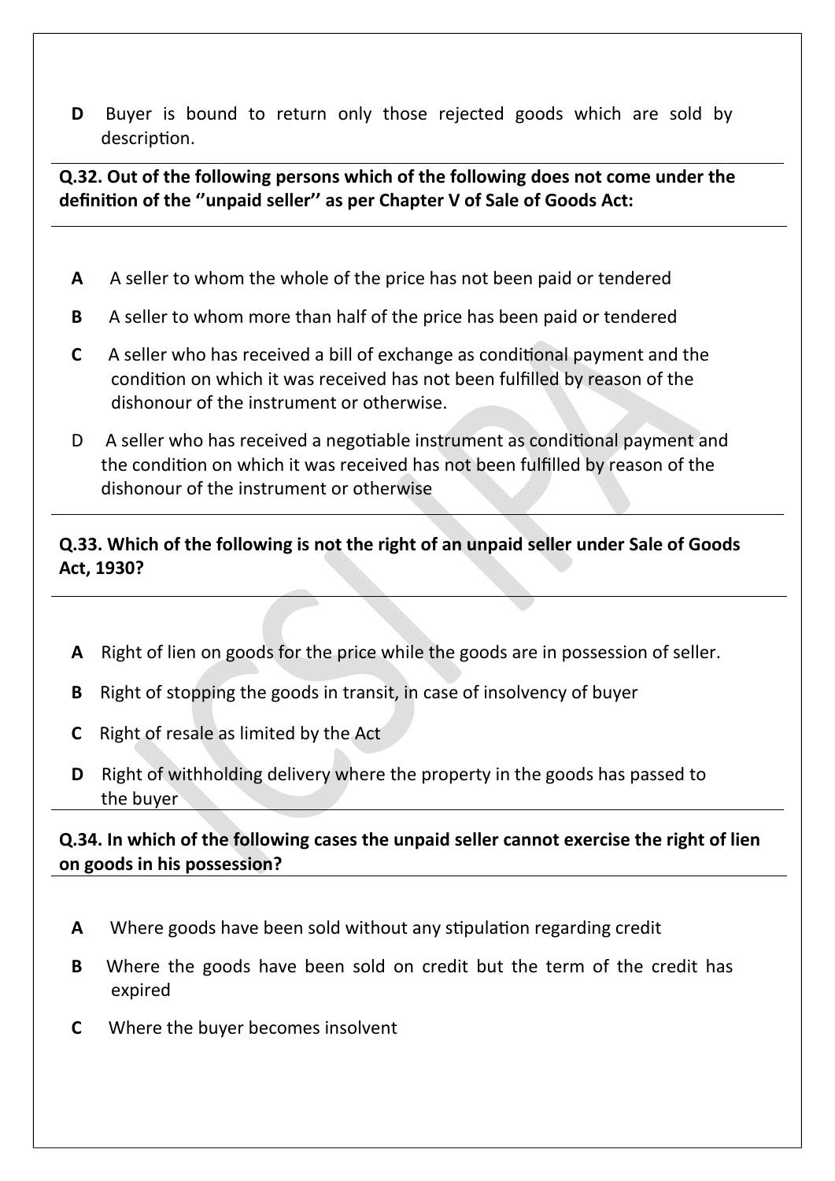**D** Buyer is bound to return only those rejected goods which are sold by description.

**Q.32. Out of the following persons which of the following does not come under the definition of the ''unpaid seller'' as per Chapter V of Sale of Goods Act:**

- **A** A seller to whom the whole of the price has not been paid or tendered
- **B** A seller to whom more than half of the price has been paid or tendered
- **C** A seller who has received a bill of exchange as conditional payment and the condition on which it was received has not been fulfilled by reason of the dishonour of the instrument or otherwise.
- D A seller who has received a negotiable instrument as conditional payment and the condition on which it was received has not been fulfilled by reason of the dishonour of the instrument or otherwise

**Q.33. Which of the following is not the right of an unpaid seller under Sale of Goods Act, 1930?**

- **A** Right of lien on goods for the price while the goods are in possession of seller.
- **B** Right of stopping the goods in transit, in case of insolvency of buyer
- **C** Right of resale as limited by the Act
- **D** Right of withholding delivery where the property in the goods has passed to the buyer

**Q.34. In which of the following cases the unpaid seller cannot exercise the right of lien on goods in his possession?**

- **A** Where goods have been sold without any stipulation regarding credit
- **B** Where the goods have been sold on credit but the term of the credit has expired
- **C** Where the buyer becomes insolvent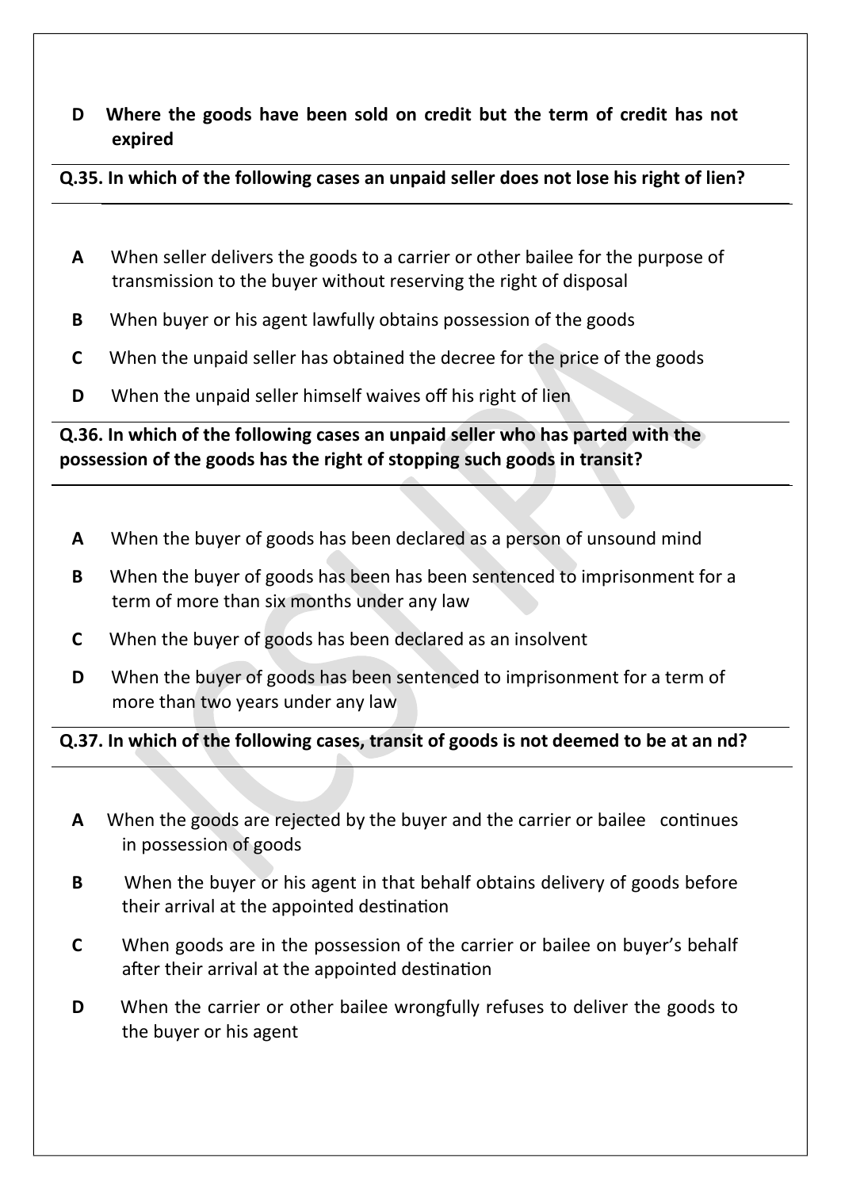**D Where the goods have been sold on credit but the term of credit has not expired**

**Q.35. In which of the following cases an unpaid seller does not lose his right of lien?**

**A** When seller delivers the goods to a carrier or other bailee for the purpose of transmission to the buyer without reserving the right of disposal

**B** When buyer or his agent lawfully obtains possession of the goods

**C** When the unpaid seller has obtained the decree for the price of the goods

**D** When the unpaid seller himself waives off his right of lien

**Q.36. In which of the following cases an unpaid seller who has parted with the possession of the goods has the right of stopping such goods in transit?**

**A** When the buyer of goods has been declared as a person of unsound mind

**B** When the buyer of goods has been has been sentenced to imprisonment for a term of more than six months under any law

**C** When the buyer of goods has been declared as an insolvent

**D** When the buyer of goods has been sentenced to imprisonment for a term of more than two years under any law

**Q.37. In which of the following cases, transit of goods is not deemed to be at an nd?**

**A** When the goods are rejected by the buyer and the carrier or bailee continues in possession of goods

**B** When the buyer or his agent in that behalf obtains delivery of goods before their arrival at the appointed destination

**C** When goods are in the possession of the carrier or bailee on buyer's behalf after their arrival at the appointed destination

**D** When the carrier or other bailee wrongfully refuses to deliver the goods to the buyer or his agent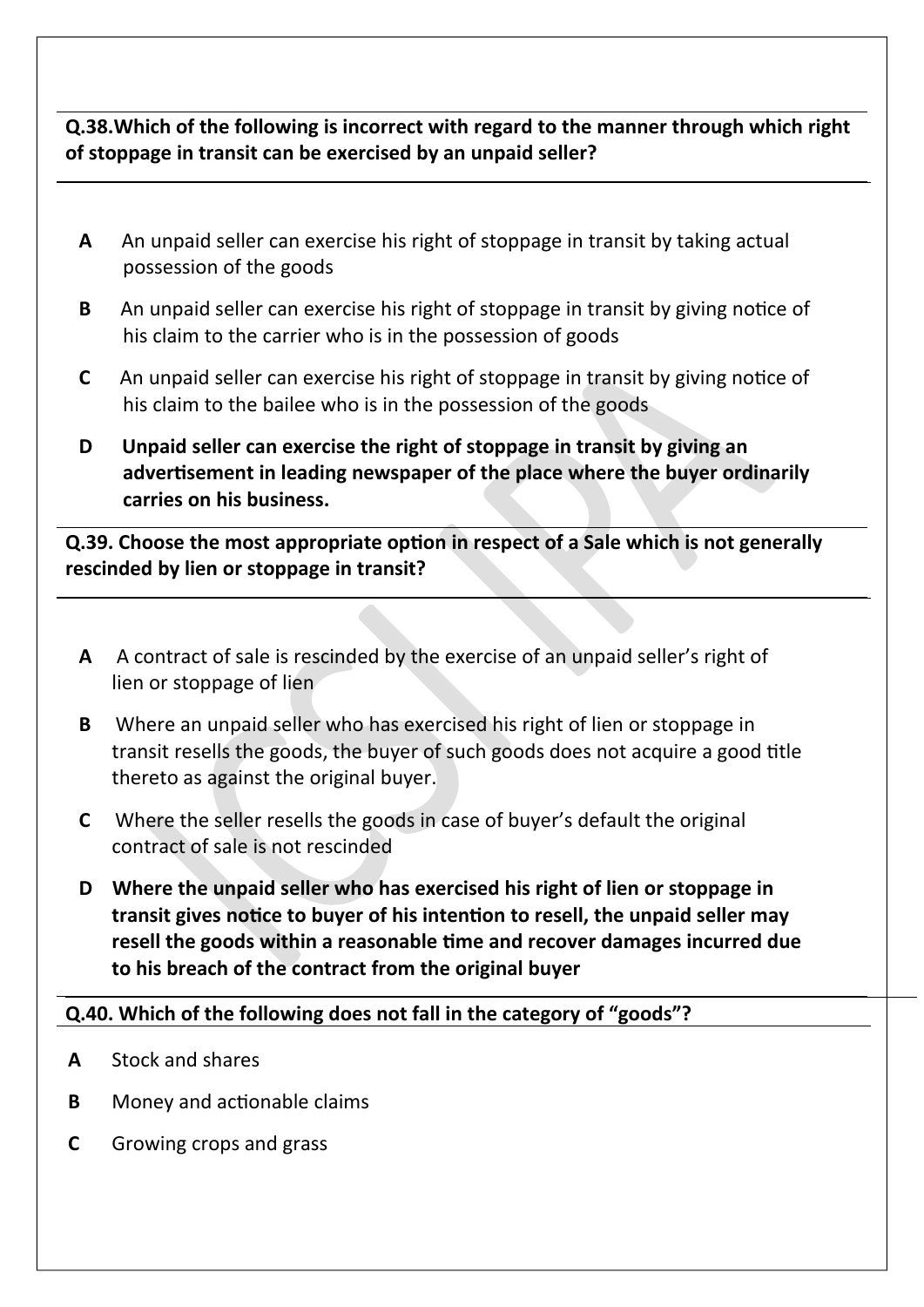**Q.38.Which of the following is incorrect with regard to the manner through which right of stoppage in transit can be exercised by an unpaid seller?**

**A** An unpaid seller can exercise his right of stoppage in transit by taking actual possession of the goods

**B** An unpaid seller can exercise his right of stoppage in transit by giving notice of his claim to the carrier who is in the possession of goods

**C** An unpaid seller can exercise his right of stoppage in transit by giving notice of his claim to the bailee who is in the possession of the goods

**D** **Unpaid seller can exercise the right of stoppage in transit by giving an advertisement in leading newspaper of the place where the buyer ordinarily carries on his business.**

**Q.39. Choose the most appropriate option in respect of a Sale which is not generally rescinded by lien or stoppage in transit?**

**A** A contract of sale is rescinded by the exercise of an unpaid seller's right of lien or stoppage of lien

**B** Where an unpaid seller who has exercised his right of lien or stoppage in transit resells the goods, the buyer of such goods does not acquire a good title thereto as against the original buyer.

**C** Where the seller resells the goods in case of buyer's default the original contract of sale is not rescinded

**D** **Where the unpaid seller who has exercised his right of lien or stoppage in transit gives notice to buyer of his intention to resell, the unpaid seller may resell the goods within a reasonable time and recover damages incurred due to his breach of the contract from the original buyer**

**Q.40. Which of the following does not fall in the category of "goods"?**

**A** Stock and shares

**B** Money and actionable claims

**C** Growing crops and grass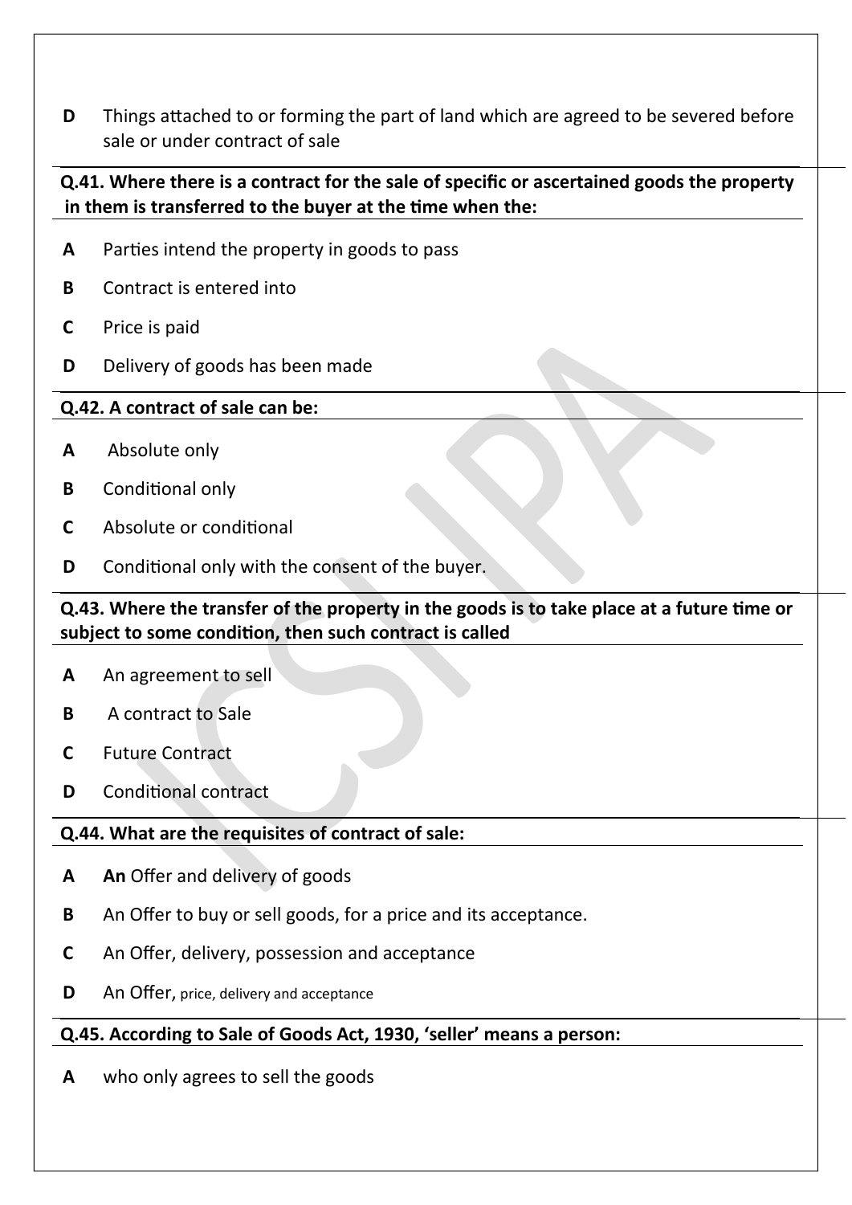**D** Things attached to or forming the part of land which are agreed to be severed before sale or under contract of sale

**Q.41. Where there is a contract for the sale of specific or ascertained goods the property in them is transferred to the buyer at the time when the:**

**A** Parties intend the property in goods to pass

**B** Contract is entered into

**C** Price is paid

**D** Delivery of goods has been made

**Q.42. A contract of sale can be:**

**A** Absolute only

**B** Conditional only

**C** Absolute or conditional

**D** Conditional only with the consent of the buyer.

**Q.43. Where the transfer of the property in the goods is to take place at a future time or subject to some condition, then such contract is called**

**A** An agreement to sell

**B** A contract to Sale

**C** Future Contract

**D** Conditional contract

**Q.44. What are the requisites of contract of sale:**

**A** **An** Offer and delivery of goods

**B** An Offer to buy or sell goods, for a price and its acceptance.

**C** An Offer, delivery, possession and acceptance

**D** An Offer, price, delivery and acceptance

**Q.45. According to Sale of Goods Act, 1930, 'seller' means a person:**

**A** who only agrees to sell the goods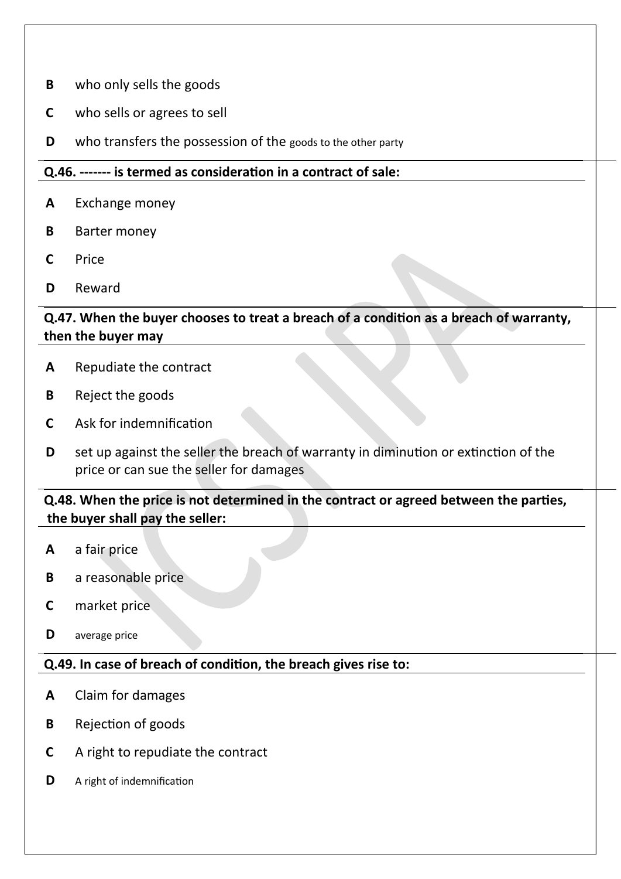**B** who only sells the goods

**C** who sells or agrees to sell

**D** who transfers the possession of the goods to the other party

**Q.46. ------- is termed as consideration in a contract of sale:**

**A** Exchange money

**B** Barter money

**C** Price

**D** Reward

**Q.47. When the buyer chooses to treat a breach of a condition as a breach of warranty, then the buyer may**

**A** Repudiate the contract

**B** Reject the goods

**C** Ask for indemnification

**D** set up against the seller the breach of warranty in diminution or extinction of the price or can sue the seller for damages

**Q.48. When the price is not determined in the contract or agreed between the parties, the buyer shall pay the seller:**

**A** a fair price

**B** a reasonable price

**C** market price

**D** average price

**Q.49. In case of breach of condition, the breach gives rise to:**

**A** Claim for damages

**B** Rejection of goods

**C** A right to repudiate the contract

**D** A right of indemnification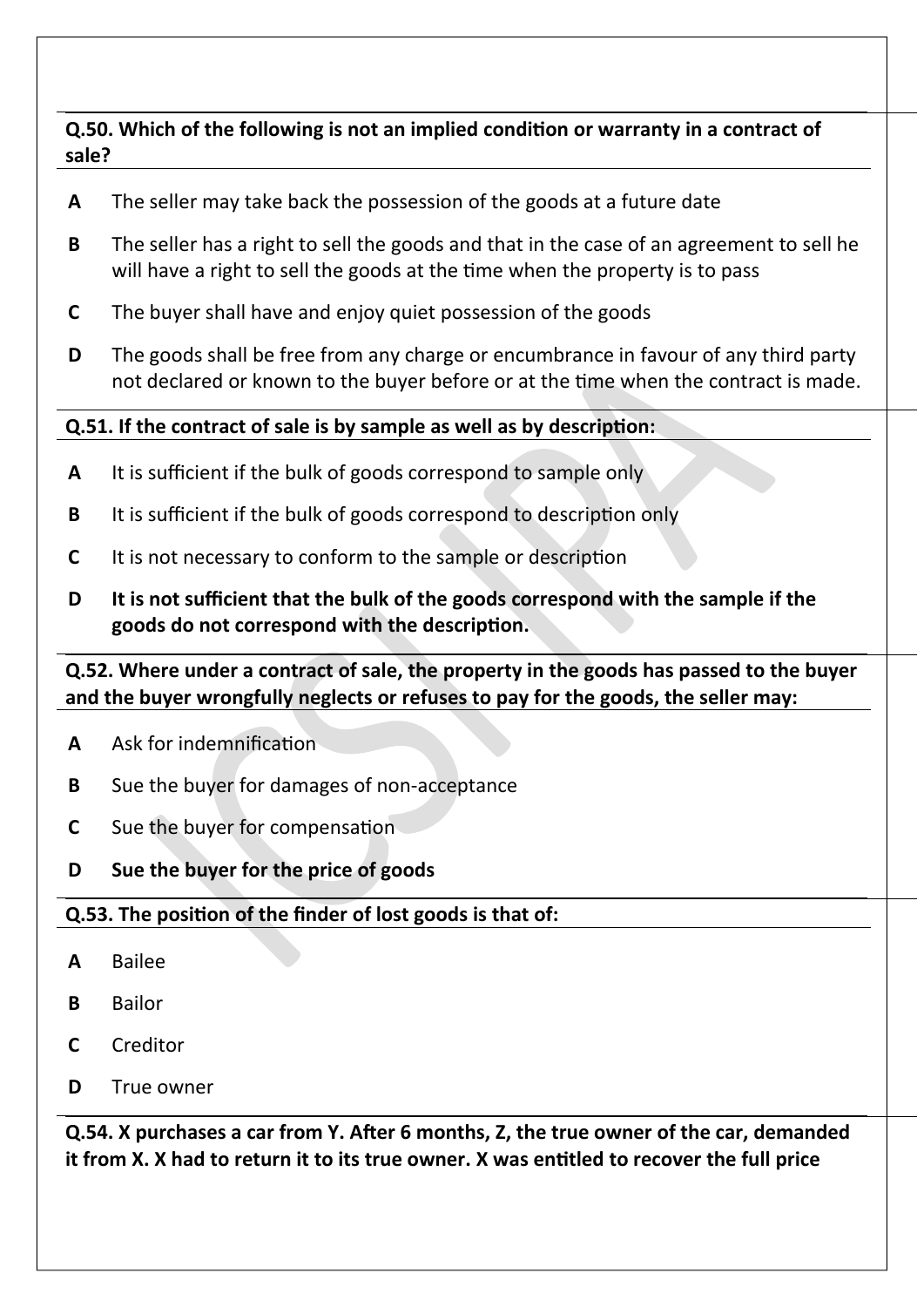**Q.50. Which of the following is not an implied condition or warranty in a contract of sale?**

**A** The seller may take back the possession of the goods at a future date

**B** The seller has a right to sell the goods and that in the case of an agreement to sell he will have a right to sell the goods at the time when the property is to pass

**C** The buyer shall have and enjoy quiet possession of the goods

**D** The goods shall be free from any charge or encumbrance in favour of any third party not declared or known to the buyer before or at the time when the contract is made.

**Q.51. If the contract of sale is by sample as well as by description:**

**A** It is sufficient if the bulk of goods correspond to sample only

**B** It is sufficient if the bulk of goods correspond to description only

**C** It is not necessary to conform to the sample or description

**D** **It is not sufficient that the bulk of the goods correspond with the sample if the goods do not correspond with the description.**

**Q.52. Where under a contract of sale, the property in the goods has passed to the buyer and the buyer wrongfully neglects or refuses to pay for the goods, the seller may:**

**A** Ask for indemnification

**B** Sue the buyer for damages of non-acceptance

**C** Sue the buyer for compensation

**D** **Sue the buyer for the price of goods**

**Q.53. The position of the finder of lost goods is that of:**

**A** Bailee

**B** Bailor

**C** Creditor

**D** True owner

**Q.54. X purchases a car from Y. After 6 months, Z, the true owner of the car, demanded it from X. X had to return it to its true owner. X was entitled to recover the full price**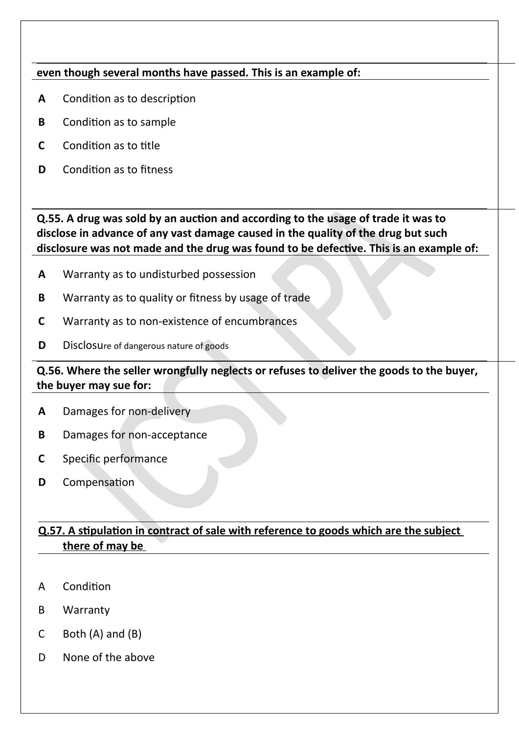**even though several months have passed. This is an example of:**

**A** Condition as to description

**B** Condition as to sample

**C** Condition as to title

**D** Condition as to fitness

**Q.55. A drug was sold by an auction and according to the usage of trade it was to disclose in advance of any vast damage caused in the quality of the drug but such disclosure was not made and the drug was found to be defective. This is an example of:**

**A** Warranty as to undisturbed possession

**B** Warranty as to quality or fitness by usage of trade

**C** Warranty as to non-existence of encumbrances

**D** Disclosure of dangerous nature of goods

**Q.56. Where the seller wrongfully neglects or refuses to deliver the goods to the buyer, the buyer may sue for:**

**A** Damages for non-delivery

**B** Damages for non-acceptance

**C** Specific performance

**D** Compensation

**Q.57. A stipulation in contract of sale with reference to goods which are the subject there of may be**

A Condition

B Warranty

C Both (A) and (B)

D None of the above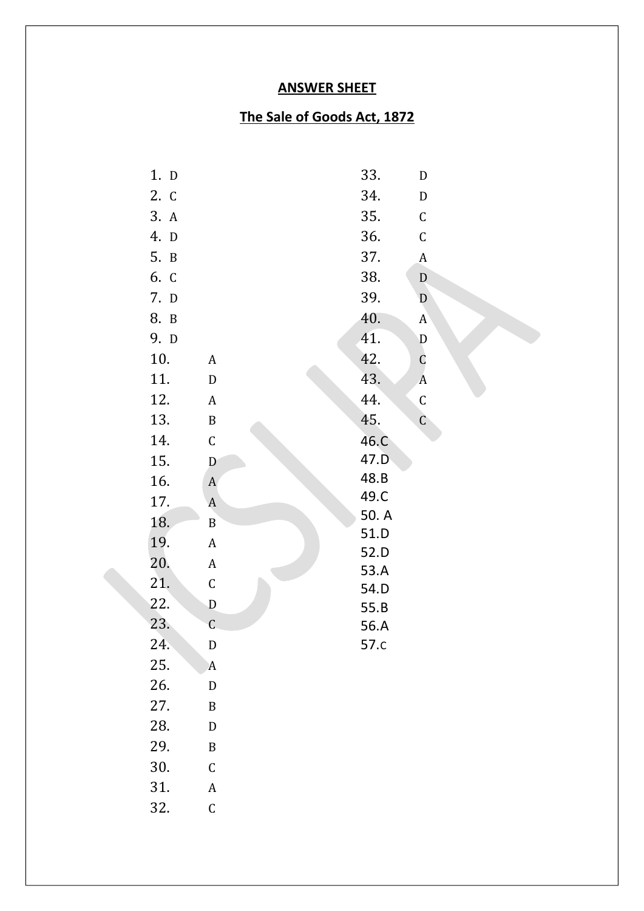**ANSWER SHEET**

**The Sale of Goods Act, 1872**

1. D
2. C
3. A
4. D
5. B
6. C
7. D
8. B
9. D
10. A
11. D
12. A
13. B
14. C
15. D
16. A
17. A
18. B
19. A
20. A
21. C
22. D
23. C
24. D
25. A
26. D
27. B
28. D
29. B
30. C
31. A
32. C
33. D
34. D
35. C
36. C
37. A
38. D
39. D
40. A
41. D
42. C
43. A
44. C
45. C
46. C
47. D
48. B
49. C
50. A
51. D
52. D
53. A
54. D
55. B
56. A
57. c